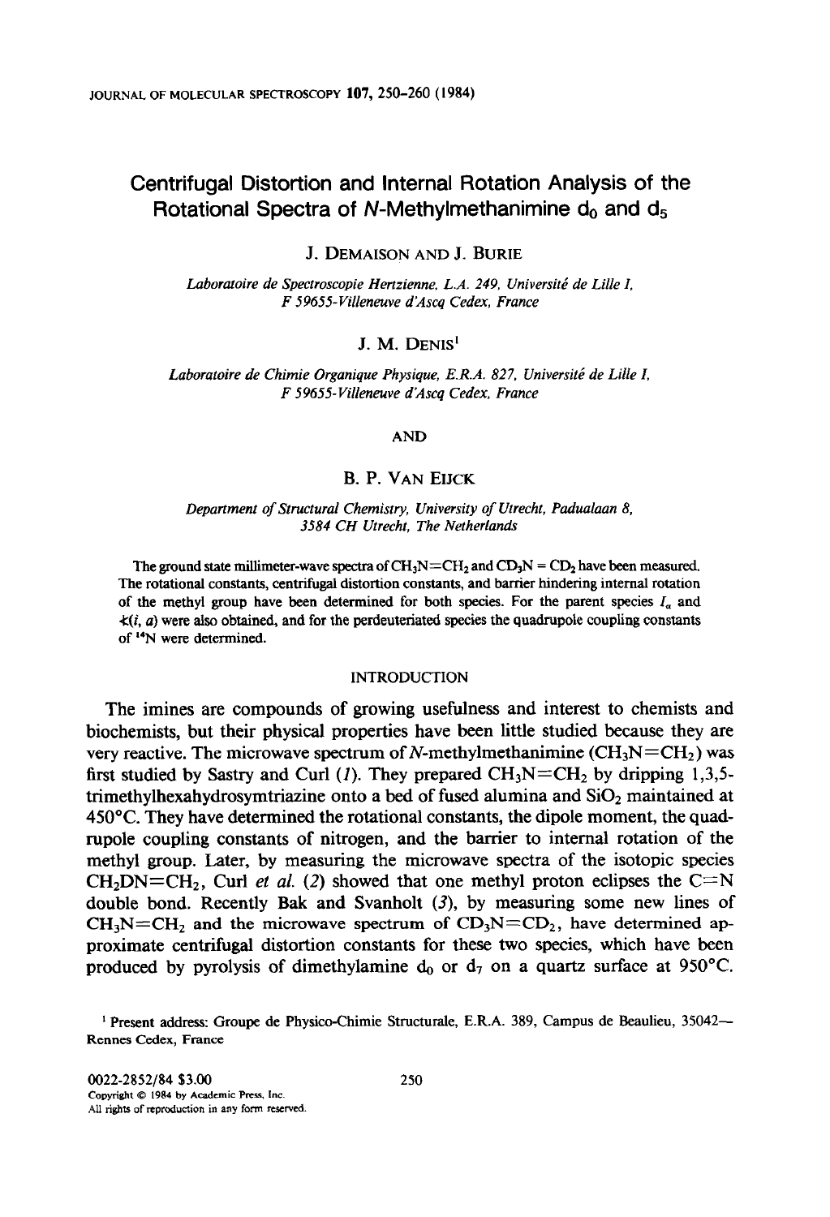# Centrifugal Distortion and Internal Rotation Analysis of the Rotational Spectra of N-Methylmethanimine $d_0$ and $d_5$

J. DEMAISON AND J. BURIE

*Laboratoire de Spectroscopie Hertzienne, L.A. 249, Université de Lille I, F 59655-Villeneuve d'Ascq Cedex, France*

J. M. DENIS[1]

*Laboratoire de Chimie Organique Physique, E.R.A. 827, Université de Lille I, F 59655-Villeneuve d'Ascq Cedex, France*

AND

B. P. VAN EIJCK

*Department of Structural Chemistry, University of Utrecht, Padualaan 8, 3584 CH Utrecht, The Netherlands*

The ground state millimeter-wave spectra of $CH_3N{=}CH_2$ and $CD_3N = CD_2$ have been measured. The rotational constants, centrifugal distortion constants, and barrier hindering internal rotation of the methyl group have been determined for both species. For the parent species $I_\alpha$ and $\measuredangle(i, a)$ were also obtained, and for the perdeuteriated species the quadrupole coupling constants of $^{14}N$ were determined.

## INTRODUCTION

The imines are compounds of growing usefulness and interest to chemists and biochemists, but their physical properties have been little studied because they are very reactive. The microwave spectrum of N-methylmethanimine ($CH_3N{=}CH_2$) was first studied by Sastry and Curl (*1*). They prepared $CH_3N{=}CH_2$ by dripping 1,3,5-trimethylhexahydrosymtriazine onto a bed of fused alumina and $SiO_2$ maintained at 450°C. They have determined the rotational constants, the dipole moment, the quadrupole coupling constants of nitrogen, and the barrier to internal rotation of the methyl group. Later, by measuring the microwave spectra of the isotopic species $CH_2DN{=}CH_2$, Curl *et al.* (*2*) showed that one methyl proton eclipses the C=N double bond. Recently Bak and Svanholt (*3*), by measuring some new lines of $CH_3N{=}CH_2$ and the microwave spectrum of $CD_3N{=}CD_2$, have determined approximate centrifugal distortion constants for these two species, which have been produced by pyrolysis of dimethylamine $d_0$ or $d_7$ on a quartz surface at 950°C.

[1] Present address: Groupe de Physico-Chimie Structurale, E.R.A. 389, Campus de Beaulieu, 35042—Rennes Cedex, France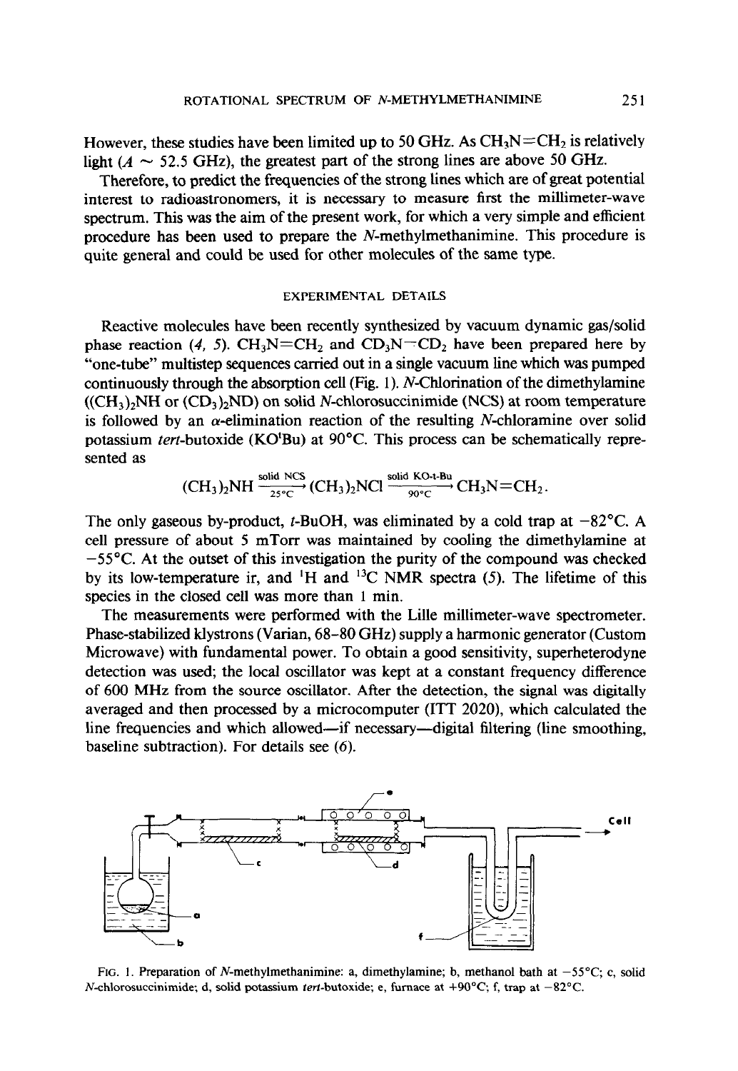However, these studies have been limited up to 50 GHz. As $CH_3N{=}CH_2$ is relatively light ($A \sim 52.5$ GHz), the greatest part of the strong lines are above 50 GHz.

Therefore, to predict the frequencies of the strong lines which are of great potential interest to radioastronomers, it is necessary to measure first the millimeter-wave spectrum. This was the aim of the present work, for which a very simple and efficient procedure has been used to prepare the *N*-methylmethanimine. This procedure is quite general and could be used for other molecules of the same type.

## EXPERIMENTAL DETAILS

Reactive molecules have been recently synthesized by vacuum dynamic gas/solid phase reaction (*4, 5*). $CH_3N{=}CH_2$ and $CD_3N{=}CD_2$ have been prepared here by "one-tube" multistep sequences carried out in a single vacuum line which was pumped continuously through the absorption cell (Fig. 1). *N*-Chlorination of the dimethylamine ($(CH_3)_2NH$ or $(CD_3)_2ND$) on solid *N*-chlorosuccinimide (NCS) at room temperature is followed by an $\alpha$-elimination reaction of the resulting *N*-chloramine over solid potassium *tert*-butoxide (KO$^t$Bu) at 90°C. This process can be schematically represented as

$$(CH_3)_2NH \xrightarrow[25^\circ C]{\text{solid NCS}} (CH_3)_2NCl \xrightarrow[90^\circ C]{\text{solid KO-t-Bu}} CH_3N{=}CH_2.$$

The only gaseous by-product, *t*-BuOH, was eliminated by a cold trap at −82°C. A cell pressure of about 5 mTorr was maintained by cooling the dimethylamine at −55°C. At the outset of this investigation the purity of the compound was checked by its low-temperature ir, and $^1H$ and $^{13}C$ NMR spectra (*5*). The lifetime of this species in the closed cell was more than 1 min.

The measurements were performed with the Lille millimeter-wave spectrometer. Phase-stabilized klystrons (Varian, 68–80 GHz) supply a harmonic generator (Custom Microwave) with fundamental power. To obtain a good sensitivity, superheterodyne detection was used; the local oscillator was kept at a constant frequency difference of 600 MHz from the source oscillator. After the detection, the signal was digitally averaged and then processed by a microcomputer (ITT 2020), which calculated the line frequencies and which allowed—if necessary—digital filtering (line smoothing, baseline subtraction). For details see (*6*).

FIG. 1. Preparation of *N*-methylmethanimine: a, dimethylamine; b, methanol bath at −55°C; c, solid *N*-chlorosuccinimide; d, solid potassium *tert*-butoxide; e, furnace at +90°C; f, trap at −82°C.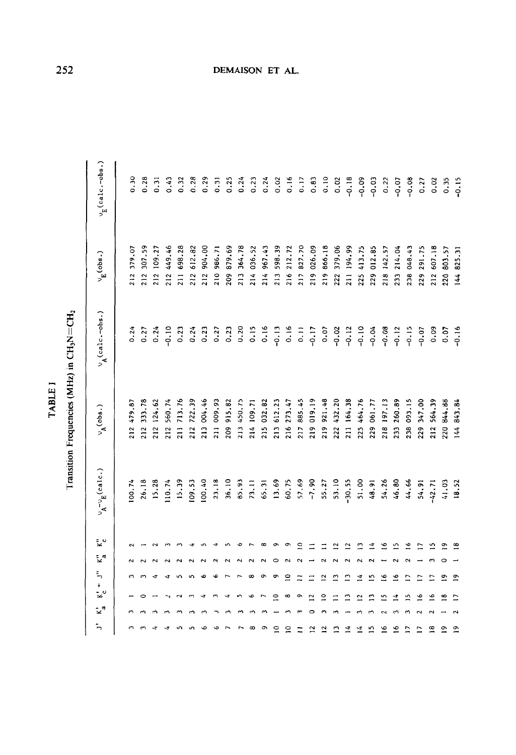# TABLE I

Transition Frequencies (MHz) in $CH_3N{=}CH_2$

| $J'$ | $K'_a$ | $K'_c$ ← | $J''$ | $K''_a$ | $K''_c$ | $\nu_A-\nu_E$(calc.) | $\nu_A$(obs.) | $\nu_A$(calc.-obs.) | $\nu_E$(obs.) | $\nu_E$(calc.-obs.) |
|---|---|---|---|---|---|---|---|---|---|---|
| 3 | 3 | 1 | 3 | 2 | 2 | 100.74 | 212 479.87 | 0.24 | 212 379.07 | 0.30 |
| 3 | 3 | 0 | 3 | 2 | 1 | 26.18 | 212 333.78 | 0.27 | 212 307.59 | 0.28 |
| 4 | 3 | 1 | 4 | 2 | 2 | 15.28 | 212 124.62 | 0.24 | 212 109.27 | 0.31 |
| 4 | 3 | 2 | 4 | 2 | 3 | 110.74 | 212 560.74 | -0.10 | 212 449.46 | 0.43 |
| 5 | 3 | 2 | 5 | 2 | 3 | 15.39 | 211 713.76 | 0.23 | 211 698.28 | 0.32 |
| 5 | 3 | 3 | 5 | 2 | 4 | 109.53 | 212 722.39 | 0.24 | 212 612.82 | 0.28 |
| 6 | 3 | 4 | 6 | 2 | 5 | 100.40 | 213 004.46 | 0.23 | 212 904.00 | 0.29 |
| 6 | 3 | 3 | 6 | 2 | 4 | 23.18 | 211 009.93 | 0.27 | 210 986.71 | 0.31 |
| 7 | 3 | 4 | 7 | 2 | 5 | 36.10 | 209 915.82 | 0.23 | 209 879.69 | 0.25 |
| 7 | 3 | 5 | 7 | 2 | 6 | 85.93 | 213 450.75 | 0.20 | 213 364.78 | 0.24 |
| 8 | 3 | 6 | 8 | 2 | 7 | 73.11 | 214 109.71 | 0.15 | 214 036.52 | 0.23 |
| 9 | 3 | 7 | 9 | 2 | 8 | 65.31 | 215 032.82 | 0.16 | 214 967.43 | 0.24 |
| 10 | 1 | 10 | 9 | 0 | 9 | 13.69 | 213 612.23 | -0.13 | 213 598.39 | 0.02 |
| 10 | 3 | 8 | 10 | 2 | 9 | 60.75 | 216 273.47 | 0.16 | 216 212.72 | 0.16 |
| 11 | 3 | 9 | 11 | 2 | 10 | 57.69 | 217 885.45 | 0.11 | 217 827.70 | 0.17 |
| 12 | 0 | 12 | 11 | 1 | 11 | -7.90 | 219 019.19 | -0.17 | 219 026.09 | 0.83 |
| 12 | 3 | 10 | 12 | 2 | 11 | 55.27 | 219 921.48 | 0.07 | 219 866.18 | 0.10 |
| 13 | 3 | 11 | 13 | 2 | 12 | 53.10 | 222 432.20 | -0.02 | 222 379.06 | 0.02 |
| 14 | 1 | 13 | 13 | 2 | 12 | -30.55 | 211 164.38 | -0.12 | 211 194.99 | -0.18 |
| 14 | 3 | 12 | 14 | 2 | 13 | 51.00 | 225 464.76 | -0.10 | 225 413.75 | -0.09 |
| 15 | 3 | 13 | 15 | 2 | 14 | 48.91 | 229 061.77 | -0.04 | 229 012.85 | -0.03 |
| 16 | 2 | 15 | 16 | 1 | 16 | 54.26 | 218 197.13 | -0.08 | 218 142.57 | 0.22 |
| 16 | 3 | 14 | 16 | 2 | 15 | 46.80 | 233 260.89 | -0.12 | 233 214.04 | -0.07 |
| 17 | 3 | 15 | 17 | 2 | 16 | 44.66 | 238 093.15 | -0.15 | 238 048.43 | -0.08 |
| 17 | 2 | 16 | 17 | 1 | 17 | 54.91 | 229 347.00 | -0.07 | 229 291.75 | 0.27 |
| 18 | 2 | 16 | 17 | 3 | 15 | -42.71 | 212 564.39 | 0.09 | 212 607.18 | 0.02 |
| 19 | 1 | 18 | 19 | 0 | 19 | 41.03 | 220 844.88 | 0.07 | 220 803.57 | 0.35 |
| 19 | 2 | 17 | 19 | 1 | 18 | 18.52 | 144 843.84 | -0.16 | 144 825.31 | -0.15 |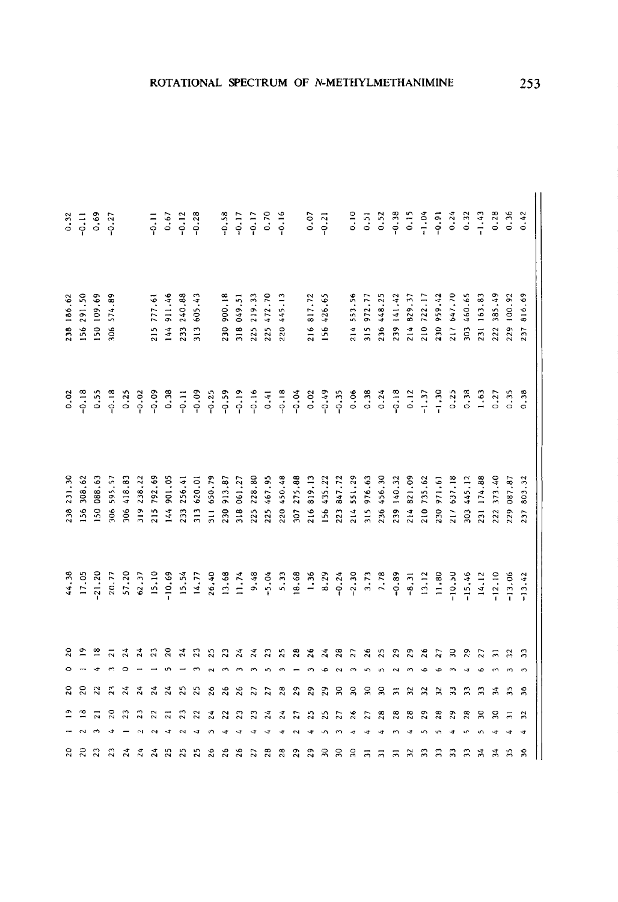| | | | | | | | | | | |
|---|---|---|---|---|---|---|---|---|---|---|
| 20 | 1 | 19 | 20 | 0 | 20 | 44.38 | 238 231.30 | 0.02 | 238 186.62 | 0.32 |
| 20 | 2 | 18 | 20 | 1 | 19 | 17.05 | 156 308.62 | -0.18 | 156 291.50 | -0.11 |
| 23 | 3 | 21 | 22 | 4 | 18 | -21.20 | 150 088.63 | 0.55 | 150 109.69 | 0.69 |
| 23 | 4 | 20 | 23 | 3 | 21 | 20.77 | 306 595.57 | -0.18 | 306 574.89 | -0.27 |
| 24 | 1 | 23 | 24 | 0 | 24 | 57.20 | 306 418.83 | 0.25 | | |
| 24 | 2 | 23 | 24 | 1 | 24 | 62.37 | 319 238.22 | -0.02 | | |
| 24 | 2 | 22 | 24 | 1 | 23 | 15.10 | 215 792.69 | -0.09 | 215 777.61 | -0.11 |
| 25 | 4 | 21 | 24 | 5 | 20 | -10.69 | 144 901.05 | 0.38 | 144 911.46 | 0.67 |
| 25 | 2 | 23 | 25 | 1 | 24 | 15.54 | 233 256.41 | -0.11 | 233 240.88 | -0.12 |
| 25 | 4 | 22 | 25 | 3 | 23 | 14.77 | 313 620.01 | -0.09 | 313 605.43 | -0.28 |
| 26 | 3 | 24 | 26 | 2 | 25 | 26.40 | 311 650.79 | -0.25 | | |
| 26 | 4 | 22 | 26 | 3 | 23 | 13.68 | 230 913.87 | -0.59 | 230 900.18 | -0.58 |
| 26 | 4 | 23 | 26 | 3 | 24 | 11.74 | 318 061.27 | -0.19 | 318 049.51 | -0.17 |
| 27 | 4 | 23 | 27 | 3 | 24 | 9.48 | 225 228.80 | -0.16 | 225 219.33 | -0.17 |
| 28 | 4 | 24 | 27 | 5 | 23 | -5.04 | 225 467.95 | 0.41 | 225 472.70 | 0.70 |
| 28 | 4 | 24 | 28 | 3 | 25 | 5.33 | 220 450.48 | -0.18 | 220 445.13 | -0.16 |
| 29 | 2 | 27 | 29 | 1 | 28 | 18.68 | 307 275.88 | -0.04 | | |
| 29 | 4 | 25 | 29 | 3 | 26 | 1.36 | 216 819.13 | 0.02 | 216 817.72 | 0.07 |
| 30 | 5 | 25 | 29 | 6 | 24 | 8.29 | 156 435.22 | -0.49 | 156 426.65 | -0.21 |
| 30 | 3 | 27 | 30 | 2 | 28 | -0.24 | 223 847.72 | -0.35 | | |
| 30 | 4 | 26 | 30 | 3 | 27 | -2.30 | 214 551.29 | 0.06 | 214 553.56 | 0.10 |
| 31 | 4 | 27 | 30 | 5 | 26 | 3.73 | 315 976.63 | 0.38 | 315 972.77 | 0.51 |
| 31 | 4 | 28 | 30 | 5 | 25 | 7.78 | 236 456.30 | 0.24 | 236 448.25 | 0.52 |
| 31 | 3 | 28 | 31 | 2 | 29 | -0.89 | 239 140.32 | -0.18 | 239 141.42 | -0.38 |
| 32 | 4 | 28 | 32 | 3 | 29 | -8.31 | 214 821.09 | 0.12 | 214 829.37 | 0.15 |
| 33 | 5 | 29 | 32 | 6 | 26 | 13.12 | 210 735.62 | -1.37 | 210 722.17 | -1.04 |
| 33 | 5 | 28 | 32 | 6 | 27 | 11.80 | 230 971.61 | -1.30 | 230 959.42 | -0.91 |
| 33 | 4 | 29 | 33 | 3 | 30 | -10.50 | 217 637.18 | 0.25 | 217 647.70 | 0.24 |
| 33 | 5 | 28 | 33 | 4 | 29 | -15.46 | 303 445.12 | 0.38 | 303 460.65 | 0.32 |
| 34 | 5 | 30 | 33 | 6 | 27 | 14.12 | 231 174.88 | 1.63 | 231 163.83 | -1.43 |
| 34 | 4 | 30 | 34 | 3 | 31 | -12.10 | 222 373.40 | 0.27 | 222 385.49 | 0.28 |
| 35 | 4 | 31 | 35 | 3 | 32 | -13.06 | 229 087.87 | 0.35 | 229 100.92 | 0.36 |
| 36 | 4 | 32 | 36 | 3 | 33 | -13.42 | 237 803.32 | 0.38 | 237 816.69 | 0.42 |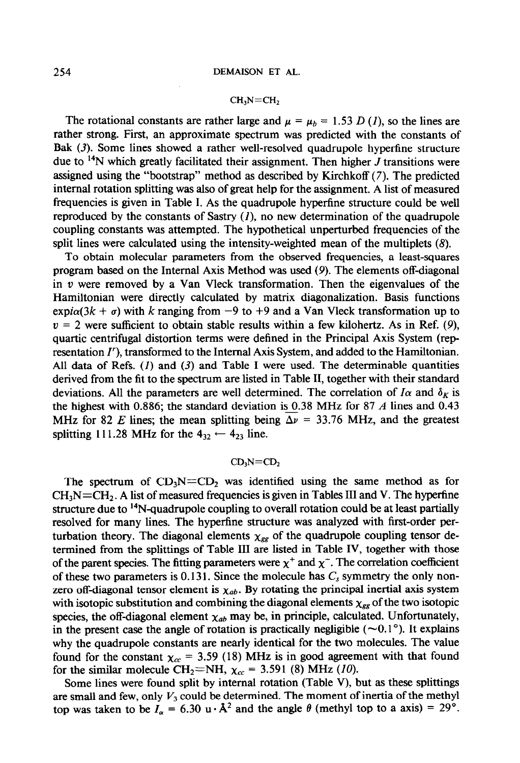## $CH_3N{=}CH_2$

The rotational constants are rather large and $\mu = \mu_b = 1.53$ *D* (*1*), so the lines are rather strong. First, an approximate spectrum was predicted with the constants of Bak (*3*). Some lines showed a rather well-resolved quadrupole hyperfine structure due to $^{14}N$ which greatly facilitated their assignment. Then higher *J* transitions were assigned using the "bootstrap" method as described by Kirchkoff (*7*). The predicted internal rotation splitting was also of great help for the assignment. A list of measured frequencies is given in Table I. As the quadrupole hyperfine structure could be well reproduced by the constants of Sastry (*1*), no new determination of the quadrupole coupling constants was attempted. The hypothetical unperturbed frequencies of the split lines were calculated using the intensity-weighted mean of the multiplets (*8*).

To obtain molecular parameters from the observed frequencies, a least-squares program based on the Internal Axis Method was used (*9*). The elements off-diagonal in $v$ were removed by a Van Vleck transformation. Then the eigenvalues of the Hamiltonian were directly calculated by matrix diagonalization. Basis functions $\exp i\alpha(3k + \sigma)$ with $k$ ranging from $-9$ to $+9$ and a Van Vleck transformation up to $v = 2$ were sufficient to obtain stable results within a few kilohertz. As in Ref. (*9*), quartic centrifugal distortion terms were defined in the Principal Axis System (representation $I^r$), transformed to the Internal Axis System, and added to the Hamiltonian. All data of Refs. (*1*) and (*3*) and Table I were used. The determinable quantities derived from the fit to the spectrum are listed in Table II, together with their standard deviations. All the parameters are well determined. The correlation of $I\alpha$ and $\delta_K$ is the highest with 0.886; the standard deviation is 0.38 MHz for 87 *A* lines and 0.43 MHz for 82 *E* lines; the mean splitting being $\overline{\Delta\nu} = 33.76$ MHz, and the greatest splitting 111.28 MHz for the $4_{32} \leftarrow 4_{23}$ line.

## $CD_3N{=}CD_2$

The spectrum of $CD_3N{=}CD_2$ was identified using the same method as for $CH_3N{=}CH_2$. A list of measured frequencies is given in Tables III and V. The hyperfine structure due to $^{14}N$-quadrupole coupling to overall rotation could be at least partially resolved for many lines. The hyperfine structure was analyzed with first-order perturbation theory. The diagonal elements $\chi_{gg}$ of the quadrupole coupling tensor determined from the splittings of Table III are listed in Table IV, together with those of the parent species. The fitting parameters were $\chi^+$ and $\chi^-$. The correlation coefficient of these two parameters is 0.131. Since the molecule has $C_s$ symmetry the only nonzero off-diagonal tensor element is $\chi_{ab}$. By rotating the principal inertial axis system with isotopic substitution and combining the diagonal elements $\chi_{gg}$ of the two isotopic species, the off-diagonal element $\chi_{ab}$ may be, in principle, calculated. Unfortunately, in the present case the angle of rotation is practically negligible ($\sim 0.1°$). It explains why the quadrupole constants are nearly identical for the two molecules. The value found for the constant $\chi_{cc} = 3.59$ (18) MHz is in good agreement with that found for the similar molecule $CH_2{=}NH$, $\chi_{cc} = 3.591$ (8) MHz (*10*).

Some lines were found split by internal rotation (Table V), but as these splittings are small and few, only $V_3$ could be determined. The moment of inertia of the methyl top was taken to be $I_\alpha = 6.30$ u · Å$^2$ and the angle $\theta$ (methyl top to *a* axis) = 29°.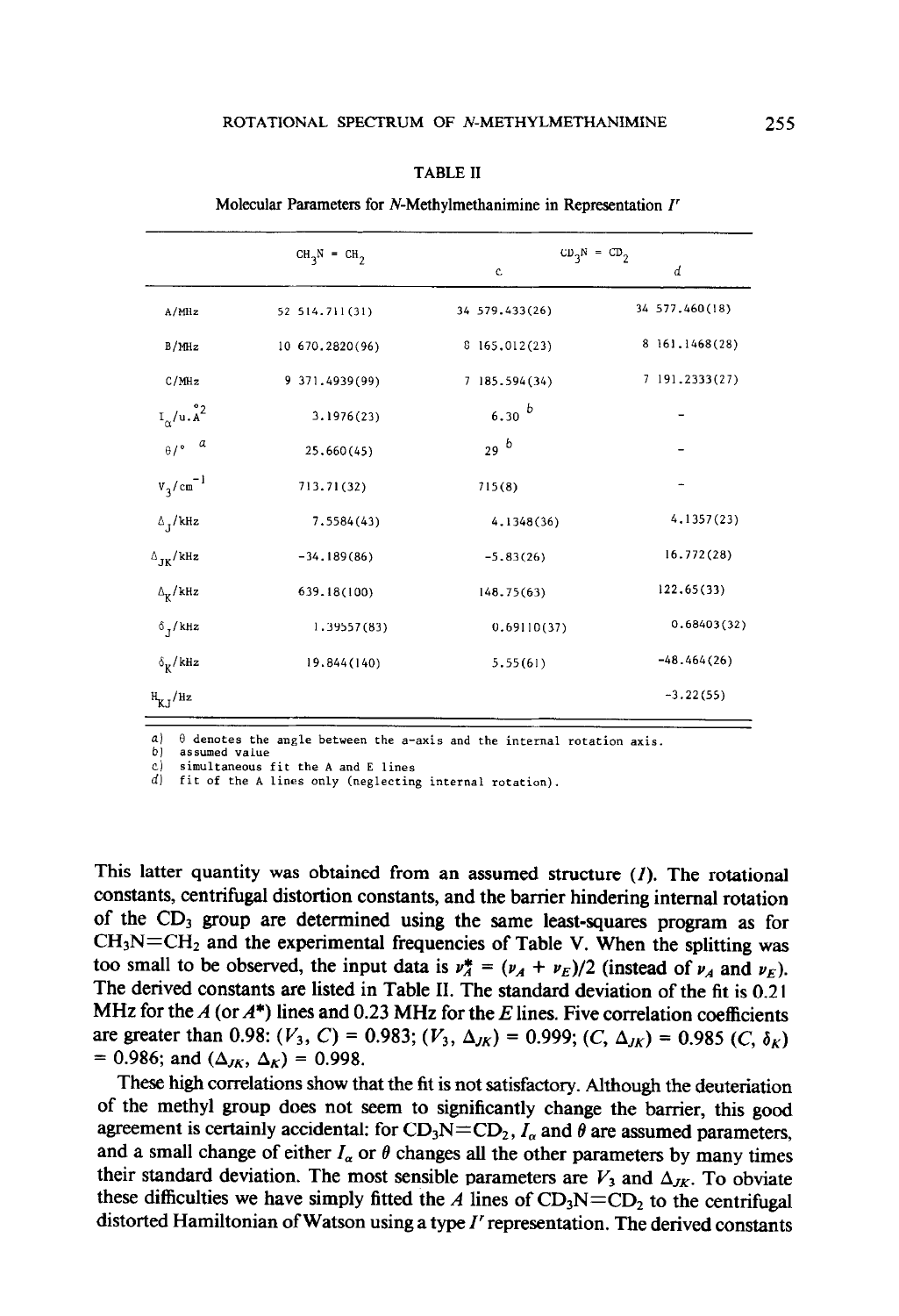TABLE II

Molecular Parameters for *N*-Methylmethanimine in Representation $I^r$

| | $CH_3N = CH_2$ | $CD_3N = CD_2$ c | $CD_3N = CD_2$ d |
|---|---|---|---|
| A/MHz | 52 514.711(31) | 34 579.433(26) | 34 577.460(18) |
| B/MHz | 10 670.2820(96) | 8 165.012(23) | 8 161.1468(28) |
| C/MHz | 9 371.4939(99) | 7 185.594(34) | 7 191.2333(27) |
| $I_\alpha$/u.Å$^2$ | 3.1976(23) | 6.30 [b] | - |
| θ/° [a] | 25.660(45) | 29 [b] | - |
| $V_3$/cm$^{-1}$ | 713.71(32) | 715(8) | - |
| $\Delta_J$/kHz | 7.5584(43) | 4.1348(36) | 4.1357(23) |
| $\Delta_{JK}$/kHz | -34.189(86) | -5.83(26) | 16.772(28) |
| $\Delta_K$/kHz | 639.18(100) | 148.75(63) | 122.65(33) |
| $\delta_J$/kHz | 1.39557(83) | 0.69110(37) | 0.68403(32) |
| $\delta_K$/kHz | 19.844(140) | 5.55(61) | -48.464(26) |
| $H_{KJ}$/Hz | | | -3.22(55) |

a) θ denotes the angle between the a-axis and the internal rotation axis.
b) assumed value
c) simultaneous fit the A and E lines
d) fit of the A lines only (neglecting internal rotation).

This latter quantity was obtained from an assumed structure (*1*). The rotational constants, centrifugal distortion constants, and the barrier hindering internal rotation of the $CD_3$ group are determined using the same least-squares program as for $CH_3N{=}CH_2$ and the experimental frequencies of Table V. When the splitting was too small to be observed, the input data is $\nu_A^* = (\nu_A + \nu_E)/2$ (instead of $\nu_A$ and $\nu_E$). The derived constants are listed in Table II. The standard deviation of the fit is 0.21 MHz for the *A* (or $A^*$) lines and 0.23 MHz for the *E* lines. Five correlation coefficients are greater than 0.98: $(V_3, C) = 0.983$; $(V_3, \Delta_{JK}) = 0.999$; $(C, \Delta_{JK}) = 0.985$ $(C, \delta_K) = 0.986$; and $(\Delta_{JK}, \Delta_K) = 0.998$.

These high correlations show that the fit is not satisfactory. Although the deuteriation of the methyl group does not seem to significantly change the barrier, this good agreement is certainly accidental: for $CD_3N{=}CD_2$, $I_\alpha$ and $\theta$ are assumed parameters, and a small change of either $I_\alpha$ or $\theta$ changes all the other parameters by many times their standard deviation. The most sensible parameters are $V_3$ and $\Delta_{JK}$. To obviate these difficulties we have simply fitted the *A* lines of $CD_3N{=}CD_2$ to the centrifugal distorted Hamiltonian of Watson using a type $I^r$ representation. The derived constants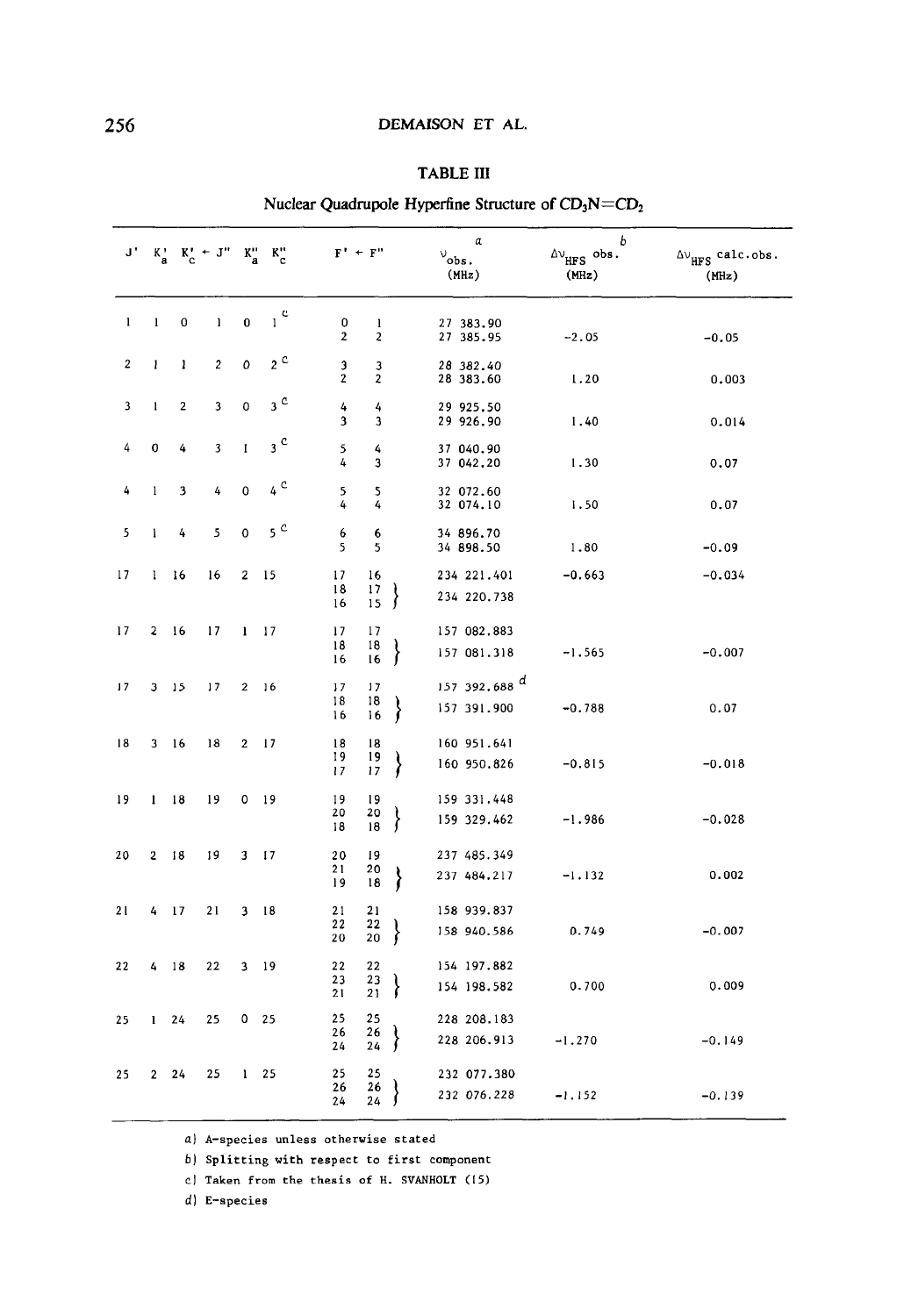**TABLE III**

Nuclear Quadrupole Hyperfine Structure of $CD_3N{=}CD_2$

| J' | $K_a'$ | $K_c'$ | ← J" | $K_a''$ | $K_c''$ | F' ← F" | $\nu_{obs.}$ [a] (MHz) | $\Delta\nu_{HFS}$ obs. [b] (MHz) | $\Delta\nu_{HFS}$ calc.obs. (MHz) |
|---|---|---|---|---|---|---|---|---|---|
| 1 | 1 | 0 | 1 | 0 | 1 [c] | 0 1 | 27 383.90 | | |
| | | | | | | 2 2 | 27 385.95 | -2.05 | -0.05 |
| 2 | 1 | 1 | 2 | 0 | 2 [c] | 3 3 | 28 382.40 | | |
| | | | | | | 2 2 | 28 383.60 | 1.20 | 0.003 |
| 3 | 1 | 2 | 3 | 0 | 3 [c] | 4 4 | 29 925.50 | | |
| | | | | | | 3 3 | 29 926.90 | 1.40 | 0.014 |
| 4 | 0 | 4 | 3 | 1 | 3 [c] | 5 4 | 37 040.90 | | |
| | | | | | | 4 3 | 37 042.20 | 1.30 | 0.07 |
| 4 | 1 | 3 | 4 | 0 | 4 [c] | 5 5 | 32 072.60 | | |
| | | | | | | 4 4 | 32 074.10 | 1.50 | 0.07 |
| 5 | 1 | 4 | 5 | 0 | 5 [c] | 6 6 | 34 896.70 | | |
| | | | | | | 5 5 | 34 898.50 | 1.80 | -0.09 |
| 17 | 1 | 16 | 16 | 2 | 15 | 17 16 | 234 221.401 | -0.663 | -0.034 |
| | | | | | | 18 17 }, 16 15 } | 234 220.738 | | |
| 17 | 2 | 16 | 17 | 1 | 17 | 17 17 | 157 082.883 | | |
| | | | | | | 18 18 }, 16 16 } | 157 081.318 | -1.565 | -0.007 |
| 17 | 3 | 15 | 17 | 2 | 16 | 17 17 | 157 392.688 [d] | | |
| | | | | | | 18 18 }, 16 16 } | 157 391.900 | -0.788 | 0.07 |
| 18 | 3 | 16 | 18 | 2 | 17 | 18 18 | 160 951.641 | | |
| | | | | | | 19 19 }, 17 17 } | 160 950.826 | -0.815 | -0.018 |
| 19 | 1 | 18 | 19 | 0 | 19 | 19 19 | 159 331.448 | | |
| | | | | | | 20 20 }, 18 18 } | 159 329.462 | -1.986 | -0.028 |
| 20 | 2 | 18 | 19 | 3 | 17 | 20 19 | 237 485.349 | | |
| | | | | | | 21 20 }, 19 18 } | 237 484.217 | -1.132 | 0.002 |
| 21 | 4 | 17 | 21 | 3 | 18 | 21 21 | 158 939.837 | | |
| | | | | | | 22 22 }, 20 20 } | 158 940.586 | 0.749 | -0.007 |
| 22 | 4 | 18 | 22 | 3 | 19 | 22 22 | 154 197.882 | | |
| | | | | | | 23 23 }, 21 21 } | 154 198.582 | 0.700 | 0.009 |
| 25 | 1 | 24 | 25 | 0 | 25 | 25 25 | 228 208.183 | | |
| | | | | | | 26 26 }, 24 24 } | 228 206.913 | -1.270 | -0.149 |
| 25 | 2 | 24 | 25 | 1 | 25 | 25 25 | 232 077.380 | | |
| | | | | | | 26 26 }, 24 24 } | 232 076.228 | -1.152 | -0.139 |

a) A-species unless otherwise stated

b) Splitting with respect to first component

c) Taken from the thesis of H. SVANHOLT (15)

d) E-species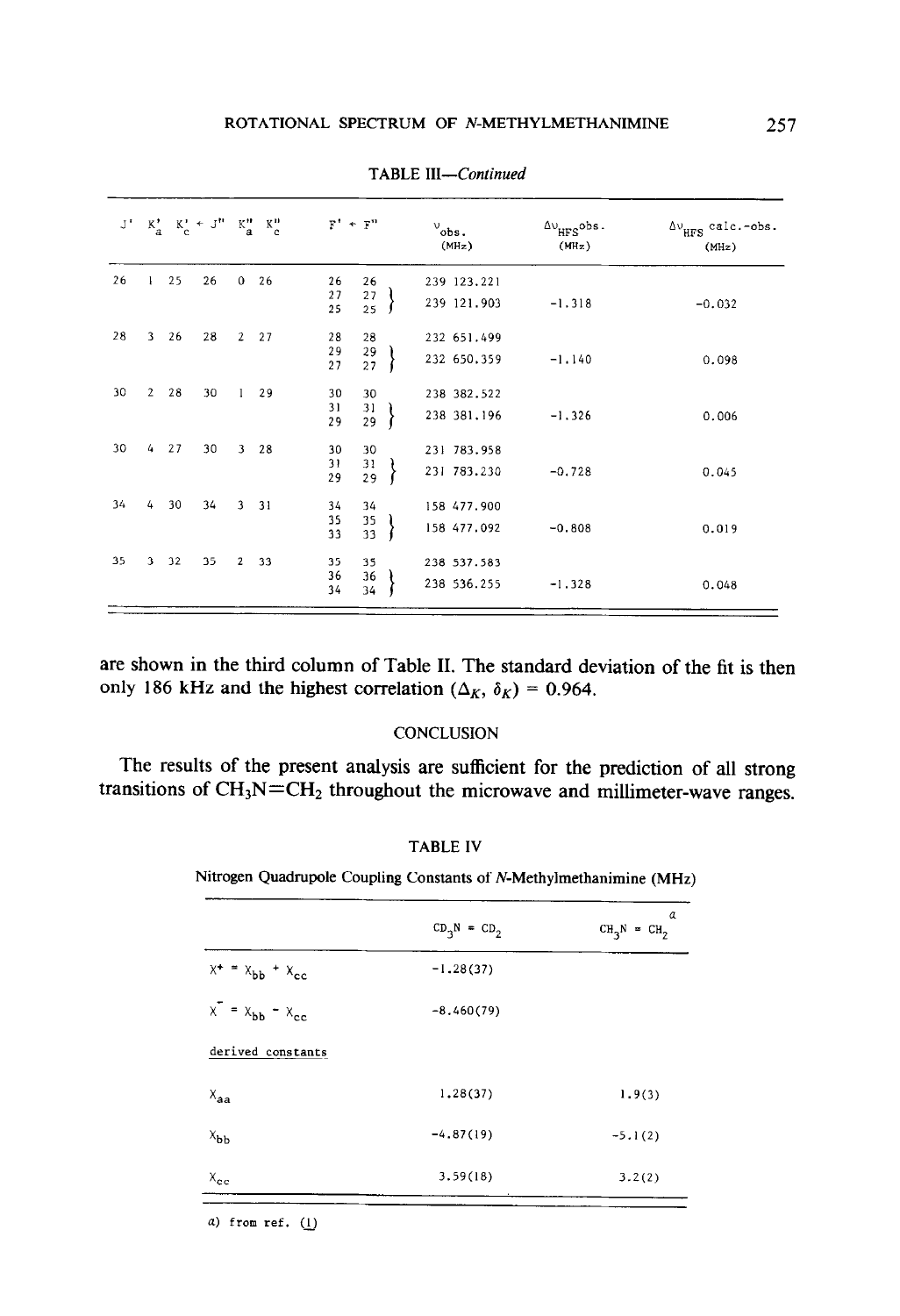TABLE III—*Continued*

| $J'$ | $K'_a$ | $K'_c$ | ← $J''$ | $K''_a$ | $K''_c$ | $F'$ ← $F''$ | | $\nu_{obs.}$ (MHz) | $\Delta\nu_{HFS}$obs. (MHz) | $\Delta\nu_{HFS}$ calc.-obs. (MHz) |
|---|---|---|---|---|---|---|---|---|---|---|
| 26 | 1 | 25 | 26 | 0 | 26 | 26 | 26 | 239 123.221 | | |
| | | | | | | 27 | 27 } | 239 121.903 | -1.318 | -0.032 |
| | | | | | | 25 | 25 } | | | |
| 28 | 3 | 26 | 28 | 2 | 27 | 28 | 28 | 232 651.499 | | |
| | | | | | | 29 | 29 } | 232 650.359 | -1.140 | 0.098 |
| | | | | | | 27 | 27 } | | | |
| 30 | 2 | 28 | 30 | 1 | 29 | 30 | 30 | 238 382.522 | | |
| | | | | | | 31 | 31 } | 238 381.196 | -1.326 | 0.006 |
| | | | | | | 29 | 29 } | | | |
| 30 | 4 | 27 | 30 | 3 | 28 | 30 | 30 | 231 783.958 | | |
| | | | | | | 31 | 31 } | 231 783.230 | -0.728 | 0.045 |
| | | | | | | 29 | 29 } | | | |
| 34 | 4 | 30 | 34 | 3 | 31 | 34 | 34 | 158 477.900 | | |
| | | | | | | 35 | 35 } | 158 477.092 | -0.808 | 0.019 |
| | | | | | | 33 | 33 } | | | |
| 35 | 3 | 32 | 35 | 2 | 33 | 35 | 35 | 238 537.583 | | |
| | | | | | | 36 | 36 } | 238 536.255 | -1.328 | 0.048 |
| | | | | | | 34 | 34 } | | | |

are shown in the third column of Table II. The standard deviation of the fit is then only 186 kHz and the highest correlation ($\Delta_K$, $\delta_K$) = 0.964.

## CONCLUSION

The results of the present analysis are sufficient for the prediction of all strong transitions of $CH_3N{=}CH_2$ throughout the microwave and millimeter-wave ranges.

TABLE IV

Nitrogen Quadrupole Coupling Constants of *N*-Methylmethanimine (MHz)

| | $CD_3N = CD_2$ | $CH_3N = CH_2$ [a] |
|---|---|---|
| $\chi^+ = \chi_{bb} + \chi_{cc}$ | -1.28(37) | |
| $\chi^- = \chi_{bb} - \chi_{cc}$ | -8.460(79) | |
| derived constants | | |
| $\chi_{aa}$ | 1.28(37) | 1.9(3) |
| $\chi_{bb}$ | -4.87(19) | -5.1(2) |
| $\chi_{cc}$ | 3.59(18) | 3.2(2) |

a) from ref. (1)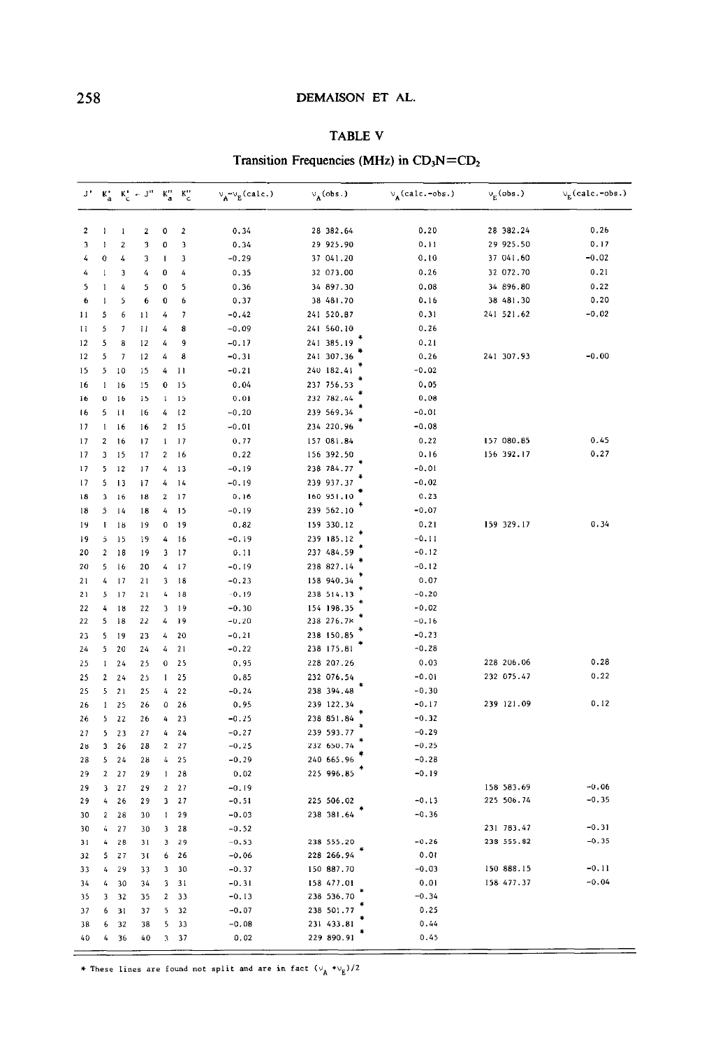## TABLE V

Transition Frequencies (MHz) in $CD_3N{=}CD_2$

| $J'$ | $K_a'$ | $K_c'$ ← | $J''$ | $K_a''$ | $K_c''$ | $\nu_A-\nu_E$(calc.) | $\nu_A$(obs.) | $\nu_A$(calc.-obs.) | $\nu_E$(obs.) | $\nu_E$(calc.-obs.) |
|---|---|---|---|---|---|---|---|---|---|---|
| 2 | 1 | 1 | 2 | 0 | 2 | 0.34 | 28 382.64 | 0.20 | 28 382.24 | 0.26 |
| 3 | 1 | 2 | 3 | 0 | 3 | 0.34 | 29 925.90 | 0.11 | 29 925.50 | 0.17 |
| 4 | 0 | 4 | 3 | 1 | 3 | -0.29 | 37 041.20 | 0.10 | 37 041.60 | -0.02 |
| 4 | 1 | 3 | 4 | 0 | 4 | 0.35 | 32 073.00 | 0.26 | 32 072.70 | 0.21 |
| 5 | 1 | 4 | 5 | 0 | 5 | 0.36 | 34 897.30 | 0.08 | 34 896.80 | 0.22 |
| 6 | 1 | 5 | 6 | 0 | 6 | 0.37 | 38 481.70 | 0.16 | 38 481.30 | 0.20 |
| 11 | 5 | 6 | 11 | 4 | 7 | -0.42 | 241 520.87 | 0.31 | 241 521.62 | -0.02 |
| 11 | 5 | 7 | 11 | 4 | 8 | -0.09 | 241 560.10 | 0.26 | | |
| 12 | 5 | 8 | 12 | 4 | 9 | -0.17 | 241 385.19 * | 0.21 | | |
| 12 | 5 | 7 | 12 | 4 | 8 | -0.31 | 241 307.36 * | 0.26 | 241 307.93 | -0.00 |
| 15 | 5 | 10 | 15 | 4 | 11 | -0.21 | 240 182.41 * | -0.02 | | |
| 16 | 1 | 16 | 15 | 0 | 15 | 0.04 | 237 756.53 * | 0.05 | | |
| 16 | 0 | 16 | 15 | 1 | 15 | 0.01 | 232 782.44 * | 0.08 | | |
| 16 | 5 | 11 | 16 | 4 | 12 | -0.20 | 239 569.34 * | -0.01 | | |
| 17 | 1 | 16 | 16 | 2 | 15 | -0.01 | 234 220.96 * | -0.08 | | |
| 17 | 2 | 16 | 17 | 1 | 17 | 0.77 | 157 081.84 | 0.22 | 157 080.85 | 0.45 |
| 17 | 3 | 15 | 17 | 2 | 16 | 0.22 | 156 392.50 | 0.16 | 156 392.17 | 0.27 |
| 17 | 5 | 12 | 17 | 4 | 13 | -0.19 | 238 784.77 * | -0.01 | | |
| 17 | 5 | 13 | 17 | 4 | 14 | -0.19 | 239 937.37 * | -0.02 | | |
| 18 | 3 | 16 | 18 | 2 | 17 | 0.16 | 160 951.10 * | 0.23 | | |
| 18 | 5 | 14 | 18 | 4 | 15 | -0.19 | 239 562.10 * | -0.07 | | |
| 19 | 1 | 18 | 19 | 0 | 19 | 0.82 | 159 330.12 | 0.21 | 159 329.17 | 0.34 |
| 19 | 5 | 15 | 19 | 4 | 16 | -0.19 | 239 185.12 * | -0.11 | | |
| 20 | 2 | 18 | 19 | 3 | 17 | 0.11 | 237 484.59 * | -0.12 | | |
| 20 | 5 | 16 | 20 | 4 | 17 | -0.19 | 238 827.14 * | -0.12 | | |
| 21 | 4 | 17 | 21 | 3 | 18 | -0.23 | 158 940.34 * | 0.07 | | |
| 21 | 5 | 17 | 21 | 4 | 18 | -0.19 | 238 514.13 * | -0.20 | | |
| 22 | 4 | 18 | 22 | 3 | 19 | -0.30 | 154 198.35 * | -0.02 | | |
| 22 | 5 | 18 | 22 | 4 | 19 | -0.20 | 238 276.78 * | -0.16 | | |
| 23 | 5 | 19 | 23 | 4 | 20 | -0.21 | 238 150.85 * | -0.23 | | |
| 24 | 5 | 20 | 24 | 4 | 21 | -0.22 | 238 175.81 * | -0.28 | | |
| 25 | 1 | 24 | 25 | 0 | 25 | 0.95 | 228 207.26 | 0.03 | 228 206.06 | 0.28 |
| 25 | 2 | 24 | 25 | 1 | 25 | 0.85 | 232 076.54 | -0.01 | 232 075.47 | 0.22 |
| 25 | 5 | 21 | 25 | 4 | 22 | -0.24 | 238 394.48 * | -0.30 | | |
| 26 | 1 | 25 | 26 | 0 | 26 | 0.95 | 239 122.34 | -0.17 | 239 121.09 | 0.12 |
| 26 | 5 | 22 | 26 | 4 | 23 | -0.25 | 238 851.84 * | -0.32 | | |
| 27 | 5 | 23 | 27 | 4 | 24 | -0.27 | 239 593.77 * | -0.29 | | |
| 28 | 3 | 26 | 28 | 2 | 27 | -0.25 | 232 650.74 * | -0.25 | | |
| 28 | 5 | 24 | 28 | 4 | 25 | -0.29 | 240 665.96 * | -0.28 | | |
| 29 | 2 | 27 | 29 | 1 | 28 | 0.02 | 225 996.85 * | -0.19 | | |
| 29 | 3 | 27 | 29 | 2 | 27 | -0.19 | | | 158 583.69 | -0.06 |
| 29 | 4 | 26 | 29 | 3 | 27 | -0.51 | 225 506.02 | -0.13 | 225 506.74 | -0.35 |
| 30 | 2 | 28 | 30 | 1 | 29 | -0.03 | 238 381.64 * | -0.36 | | |
| 30 | 4 | 27 | 30 | 3 | 28 | -0.52 | | | 231 783.47 | -0.31 |
| 31 | 4 | 28 | 31 | 3 | 29 | -0.53 | 238 555.20 | -0.26 | 238 555.82 | -0.35 |
| 32 | 5 | 27 | 31 | 6 | 26 | -0.06 | 228 266.94 * | 0.01 | | |
| 33 | 4 | 29 | 33 | 3 | 30 | -0.37 | 150 887.70 | -0.03 | 150 888.15 | -0.11 |
| 34 | 4 | 30 | 34 | 3 | 31 | -0.31 | 158 477.01 | 0.01 | 158 477.37 | -0.04 |
| 35 | 3 | 32 | 35 | 2 | 33 | -0.13 | 238 536.70 * | -0.34 | | |
| 37 | 6 | 31 | 37 | 5 | 32 | -0.07 | 238 501.77 * | 0.25 | | |
| 38 | 6 | 32 | 38 | 5 | 33 | -0.08 | 231 433.81 * | 0.44 | | |
| 40 | 4 | 36 | 40 | 3 | 37 | 0.02 | 229 890.91 * | 0.45 | | |

* These lines are found not split and are in fact $(\nu_A + \nu_E)/2$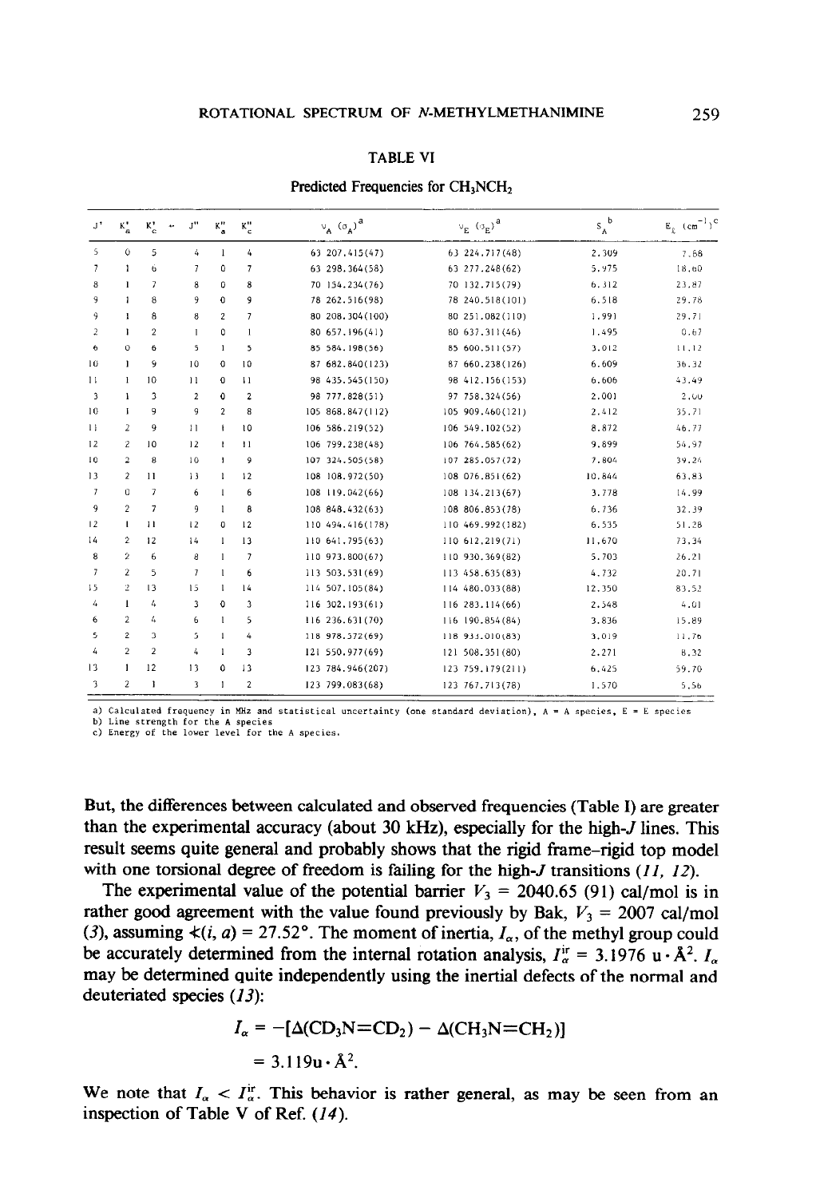TABLE VI

Predicted Frequencies for $CH_3NCH_2$

| $J'$ | $K'_a$ | $K'_c$ | ← | $J''$ | $K''_a$ | $K''_c$ | $\nu_A$ $(\sigma_A)^a$ | $\nu_E$ $(\sigma_E)^a$ | $S_A$ [b] | $E_\ell$ $(cm^{-1})^c$ |
|---|---|---|---|---|---|---|---|---|---|---|
| 5 | 0 | 5 | | 4 | 1 | 4 | 63 207.415(47) | 63 224.717(48) | 2.309 | 7.68 |
| 7 | 1 | 6 | | 7 | 0 | 7 | 63 298.364(58) | 63 277.248(62) | 5.975 | 18.60 |
| 8 | 1 | 7 | | 8 | 0 | 8 | 70 154.234(76) | 70 132.715(79) | 6.312 | 23.87 |
| 9 | 1 | 8 | | 9 | 0 | 9 | 78 262.516(98) | 78 240.518(101) | 6.518 | 29.78 |
| 9 | 1 | 8 | | 8 | 2 | 7 | 80 208.304(100) | 80 251.082(110) | 1.991 | 29.71 |
| 2 | 1 | 2 | | 1 | 0 | 1 | 80 657.196(41) | 80 637.311(46) | 1.495 | 0.67 |
| 6 | 0 | 6 | | 5 | 1 | 5 | 85 584.198(56) | 85 600.511(57) | 3.012 | 11.12 |
| 10 | 1 | 9 | | 10 | 0 | 10 | 87 682.840(123) | 87 660.238(126) | 6.609 | 36.32 |
| 11 | 1 | 10 | | 11 | 0 | 11 | 98 435.545(150) | 98 412.156(153) | 6.606 | 43.49 |
| 3 | 1 | 3 | | 2 | 0 | 2 | 98 777.828(51) | 97 758.324(56) | 2.001 | 2.00 |
| 10 | 1 | 9 | | 9 | 2 | 8 | 105 868.847(112) | 105 909.460(121) | 2.412 | 35.71 |
| 11 | 2 | 9 | | 11 | 1 | 10 | 106 586.219(52) | 106 549.102(52) | 8.872 | 46.77 |
| 12 | 2 | 10 | | 12 | 1 | 11 | 106 799.238(48) | 106 764.585(62) | 9.899 | 54.97 |
| 10 | 2 | 8 | | 10 | 1 | 9 | 107 324.505(58) | 107 285.057(72) | 7.804 | 39.24 |
| 13 | 2 | 11 | | 13 | 1 | 12 | 108 108.972(50) | 108 076.851(62) | 10.844 | 63.83 |
| 7 | 0 | 7 | | 6 | 1 | 6 | 108 119.042(66) | 108 134.213(67) | 3.778 | 14.99 |
| 9 | 2 | 7 | | 9 | 1 | 8 | 108 848.432(63) | 108 806.853(78) | 6.736 | 32.39 |
| 12 | 1 | 11 | | 12 | 0 | 12 | 110 494.416(178) | 110 469.992(182) | 6.535 | 51.28 |
| 14 | 2 | 12 | | 14 | 1 | 13 | 110 641.795(63) | 110 612.219(71) | 11.670 | 73.34 |
| 8 | 2 | 6 | | 8 | 1 | 7 | 110 973.800(67) | 110 930.369(82) | 5.703 | 26.21 |
| 7 | 2 | 5 | | 7 | 1 | 6 | 113 503.531(69) | 113 458.635(83) | 4.732 | 20.71 |
| 15 | 2 | 13 | | 15 | 1 | 14 | 114 507.105(84) | 114 480.033(88) | 12.350 | 83.52 |
| 4 | 1 | 4 | | 3 | 0 | 3 | 116 302.193(61) | 116 283.114(66) | 2.548 | 4.01 |
| 6 | 2 | 4 | | 6 | 1 | 5 | 116 236.631(70) | 116 190.854(84) | 3.836 | 15.89 |
| 5 | 2 | 3 | | 5 | 1 | 4 | 118 978.572(69) | 118 933.010(83) | 3.019 | 11.76 |
| 4 | 2 | 2 | | 4 | 1 | 3 | 121 550.977(69) | 121 508.351(80) | 2.271 | 8.32 |
| 13 | 1 | 12 | | 13 | 0 | 13 | 123 784.946(207) | 123 759.179(211) | 6.425 | 59.70 |
| 3 | 2 | 1 | | 3 | 1 | 2 | 123 799.083(68) | 123 767.713(78) | 1.570 | 5.56 |

a) Calculated frequency in MHz and statistical uncertainty (one standard deviation), A = A species, E = E species
b) Line strength for the A species
c) Energy of the lower level for the A species.

But, the differences between calculated and observed frequencies (Table I) are greater than the experimental accuracy (about 30 kHz), especially for the high-$J$ lines. This result seems quite general and probably shows that the rigid frame–rigid top model with one torsional degree of freedom is failing for the high-$J$ transitions (*11*, *12*).

The experimental value of the potential barrier $V_3$ = 2040.65 (91) cal/mol is in rather good agreement with the value found previously by Bak, $V_3$ = 2007 cal/mol (*3*), assuming $\measuredangle(i, a) = 27.52°$. The moment of inertia, $I_\alpha$, of the methyl group could be accurately determined from the internal rotation analysis, $I_\alpha^{ir} = 3.1976\ \mathrm{u \cdot Å^2}$. $I_\alpha$ may be determined quite independently using the inertial defects of the normal and deuteriated species (*13*):

$$I_\alpha = -[\Delta(CD_3N{=}CD_2) - \Delta(CH_3N{=}CH_2)]$$

$$= 3.119\mathrm{u \cdot Å^2}.$$

We note that $I_\alpha < I_\alpha^{ir}$. This behavior is rather general, as may be seen from an inspection of Table V of Ref. (*14*).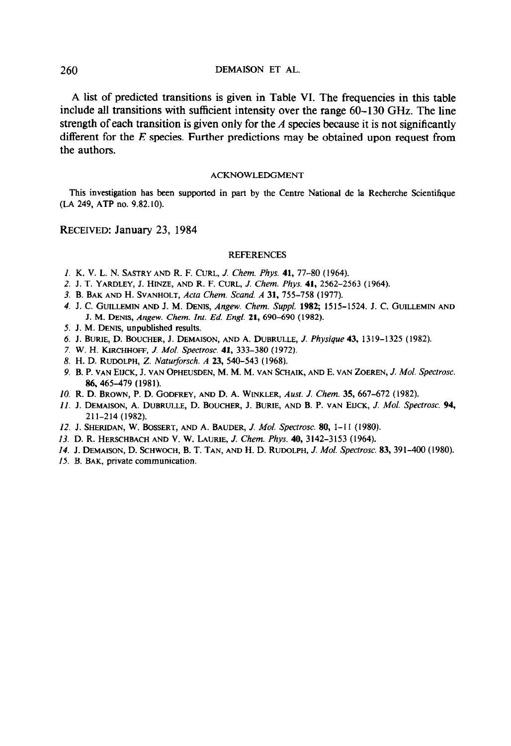A list of predicted transitions is given in Table VI. The frequencies in this table include all transitions with sufficient intensity over the range 60–130 GHz. The line strength of each transition is given only for the *A* species because it is not significantly different for the *E* species. Further predictions may be obtained upon request from the authors.

## ACKNOWLEDGMENT

This investigation has been supported in part by the Centre National de la Recherche Scientifique (LA 249, ATP no. 9.82.10).

RECEIVED: January 23, 1984

## REFERENCES

1. K. V. L. N. SASTRY AND R. F. CURL, *J. Chem. Phys.* **41**, 77–80 (1964).
2. J. T. YARDLEY, J. HINZE, AND R. F. CURL, *J. Chem. Phys.* **41**, 2562–2563 (1964).
3. B. BAK AND H. SVANHOLT, *Acta Chem. Scand. A* **31**, 755–758 (1977).
4. J. C. GUILLEMIN AND J. M. DENIS, *Angew. Chem. Suppl.* **1982**; 1515–1524. J. C. GUILLEMIN AND J. M. DENIS, *Angew. Chem. Int. Ed. Engl.* **21**, 690–690 (1982).
5. J. M. DENIS, unpublished results.
6. J. BURIE, D. BOUCHER, J. DEMAISON, AND A. DUBRULLE, *J. Physique* **43**, 1319–1325 (1982).
7. W. H. KIRCHHOFF, *J. Mol. Spectrosc.* **41**, 333–380 (1972).
8. H. D. RUDOLPH, *Z. Naturforsch. A* **23**, 540–543 (1968).
9. B. P. VAN EIJCK, J. VAN OPHEUSDEN, M. M. M. VAN SCHAIK, AND E. VAN ZOEREN, *J. Mol. Spectrosc.* **86**, 465–479 (1981).
10. R. D. BROWN, P. D. GODFREY, AND D. A. WINKLER, *Aust. J. Chem.* **35**, 667–672 (1982).
11. J. DEMAISON, A. DUBRULLE, D. BOUCHER, J. BURIE, AND B. P. VAN EIJCK, *J. Mol. Spectrosc.* **94**, 211–214 (1982).
12. J. SHERIDAN, W. BOSSERT, AND A. BAUDER, *J. Mol. Spectrosc.* **80**, 1–11 (1980).
13. D. R. HERSCHBACH AND V. W. LAURIE, *J. Chem. Phys.* **40**, 3142–3153 (1964).
14. J. DEMAISON, D. SCHWOCH, B. T. TAN, AND H. D. RUDOLPH, *J. Mol. Spectrosc.* **83**, 391–400 (1980).
15. B. BAK, private communication.